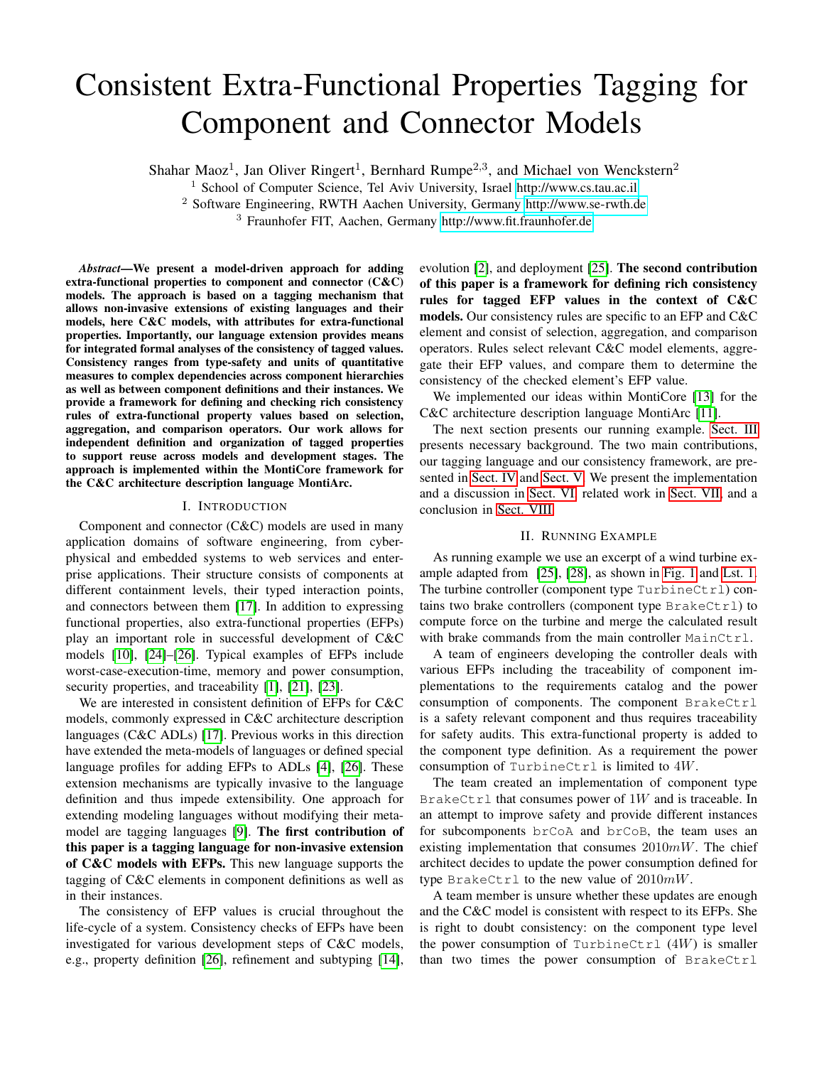# Consistent Extra-Functional Properties Tagging for Component and Connector Models

Shahar Maoz[1], Jan Oliver Ringert[1], Bernhard Rumpe[2,3], and Michael von Wenckstern[2]

[1] School of Computer Science, Tel Aviv University, Israel http://www.cs.tau.ac.il

[2] Software Engineering, RWTH Aachen University, Germany http://www.se-rwth.de

[3] Fraunhofer FIT, Aachen, Germany http://www.fit.fraunhofer.de

***Abstract*—We present a model-driven approach for adding extra-functional properties to component and connector (C&C) models. The approach is based on a tagging mechanism that allows non-invasive extensions of existing languages and their models, here C&C models, with attributes for extra-functional properties. Importantly, our language extension provides means for integrated formal analyses of the consistency of tagged values. Consistency ranges from type-safety and units of quantitative measures to complex dependencies across component hierarchies as well as between component definitions and their instances. We provide a framework for defining and checking rich consistency rules of extra-functional property values based on selection, aggregation, and comparison operators. Our work allows for independent definition and organization of tagged properties to support reuse across models and development stages. The approach is implemented within the MontiCore framework for the C&C architecture description language MontiArc.**

## I. Introduction

Component and connector (C&C) models are used in many application domains of software engineering, from cyber-physical and embedded systems to web services and enterprise applications. Their structure consists of components at different containment levels, their typed interaction points, and connectors between them [17]. In addition to expressing functional properties, also extra-functional properties (EFPs) play an important role in successful development of C&C models [10], [24]–[26]. Typical examples of EFPs include worst-case-execution-time, memory and power consumption, security properties, and traceability [1], [21], [23].

We are interested in consistent definition of EFPs for C&C models, commonly expressed in C&C architecture description languages (C&C ADLs) [17]. Previous works in this direction have extended the meta-models of languages or defined special language profiles for adding EFPs to ADLs [4], [26]. These extension mechanisms are typically invasive to the language definition and thus impede extensibility. One approach for extending modeling languages without modifying their meta-model are tagging languages [9]. **The first contribution of this paper is a tagging language for non-invasive extension of C&C models with EFPs.** This new language supports the tagging of C&C elements in component definitions as well as in their instances.

The consistency of EFP values is crucial throughout the life-cycle of a system. Consistency checks of EFPs have been investigated for various development steps of C&C models, e.g., property definition [26], refinement and subtyping [14], evolution [2], and deployment [25]. **The second contribution of this paper is a framework for defining rich consistency rules for tagged EFP values in the context of C&C models.** Our consistency rules are specific to an EFP and C&C element and consist of selection, aggregation, and comparison operators. Rules select relevant C&C model elements, aggregate their EFP values, and compare them to determine the consistency of the checked element's EFP value.

We implemented our ideas within MontiCore [13] for the C&C architecture description language MontiArc [11].

The next section presents our running example. Sect. III presents necessary background. The two main contributions, our tagging language and our consistency framework, are presented in Sect. IV and Sect. V. We present the implementation and a discussion in Sect. VI, related work in Sect. VII, and a conclusion in Sect. VIII.

## II. Running Example

As running example we use an excerpt of a wind turbine example adapted from [25], [28], as shown in Fig. 1 and Lst. 1. The turbine controller (component type `TurbineCtrl`) contains two brake controllers (component type `BrakeCtrl`) to compute force on the turbine and merge the calculated result with brake commands from the main controller `MainCtrl`.

A team of engineers developing the controller deals with various EFPs including the traceability of component implementations to the requirements catalog and the power consumption of components. The component `BrakeCtrl` is a safety relevant component and thus requires traceability for safety audits. This extra-functional property is added to the component type definition. As a requirement the power consumption of `TurbineCtrl` is limited to $4W$.

The team created an implementation of component type `BrakeCtrl` that consumes power of $1W$ and is traceable. In an attempt to improve safety and provide different instances for subcomponents `brCoA` and `brCoB`, the team uses an existing implementation that consumes $2010mW$. The chief architect decides to update the power consumption defined for type `BrakeCtrl` to the new value of $2010mW$.

A team member is unsure whether these updates are enough and the C&C model is consistent with respect to its EFPs. She is right to doubt consistency: on the component type level the power consumption of `TurbineCtrl` ($4W$) is smaller than two times the power consumption of `BrakeCtrl`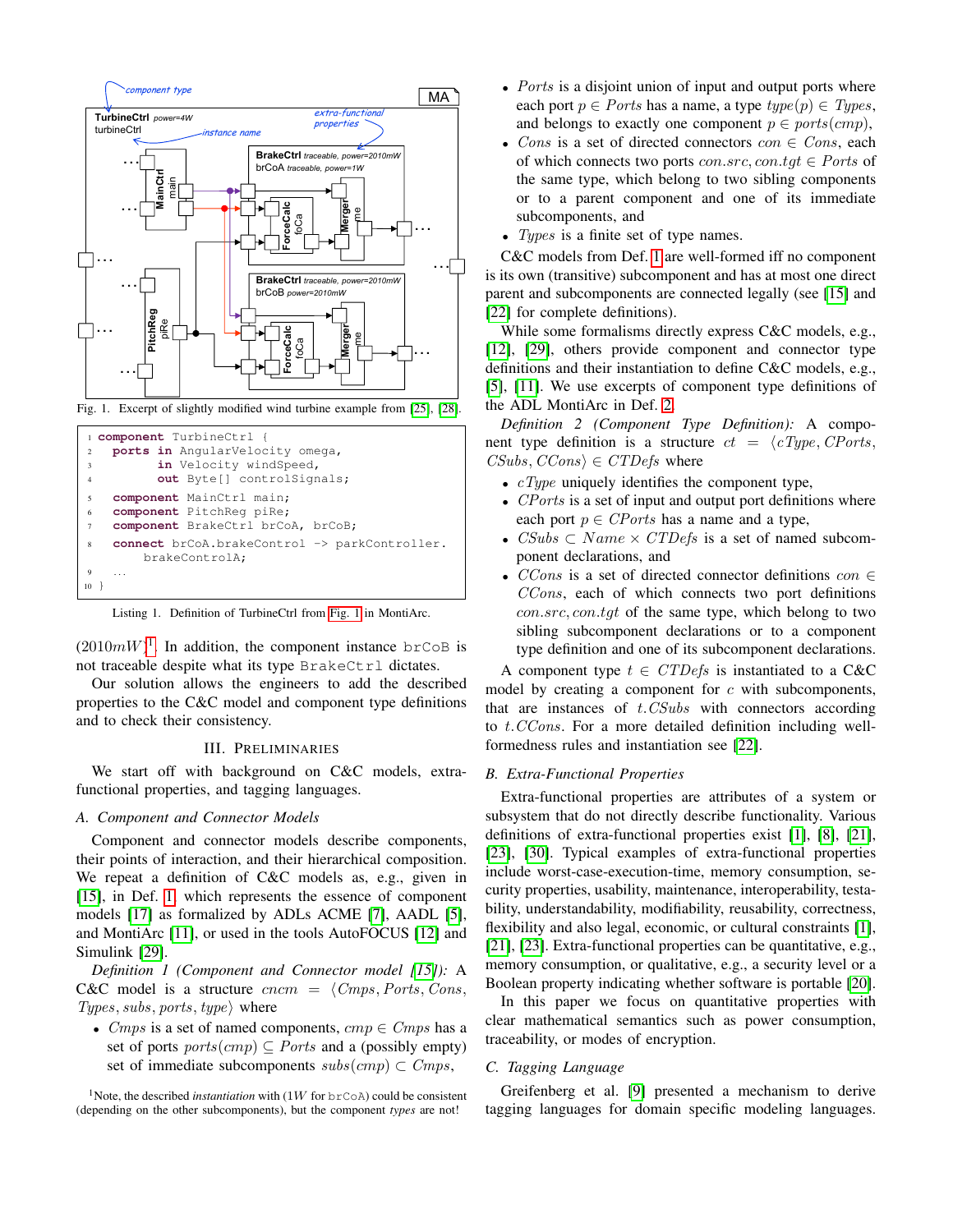Fig. 1. Excerpt of slightly modified wind turbine example from [25], [28].

```
1 component TurbineCtrl {
2   ports in AngularVelocity omega,
3         in Velocity windSpeed,
4         out Byte[] controlSignals;
5   component MainCtrl main;
6   component PitchReg piRe;
7   component BrakeCtrl brCoA, brCoB;
8   connect brCoA.brakeControl -> parkController.
        brakeControlA;
9   ...
10 }
```

Listing 1. Definition of TurbineCtrl from Fig. 1 in MontiArc.

($2010mW$)[1]. In addition, the component instance brCoB is not traceable despite what its type BrakeCtrl dictates.

Our solution allows the engineers to add the described properties to the C&C model and component type definitions and to check their consistency.

## III. Preliminaries

We start off with background on C&C models, extra-functional properties, and tagging languages.

### A. Component and Connector Models

Component and connector models describe components, their points of interaction, and their hierarchical composition. We repeat a definition of C&C models as, e.g., given in [15], in Def. 1 which represents the essence of component models [17] as formalized by ADLs ACME [7], AADL [5], and MontiArc [11], or used in the tools AutoFOCUS [12] and Simulink [29].

*Definition 1 (Component and Connector model [15]):* A C&C model is a structure $cncm = \langle Cmps, Ports, Cons, Types, subs, ports, type\rangle$ where

- $Cmps$ is a set of named components, $cmp \in Cmps$ has a set of ports $ports(cmp) \subseteq Ports$ and a (possibly empty) set of immediate subcomponents $subs(cmp) \subset Cmps$,
- $Ports$ is a disjoint union of input and output ports where each port $p \in Ports$ has a name, a type $type(p) \in Types$, and belongs to exactly one component $p \in ports(cmp)$,
- $Cons$ is a set of directed connectors $con \in Cons$, each of which connects two ports $con.src, con.tgt \in Ports$ of the same type, which belong to two sibling components or to a parent component and one of its immediate subcomponents, and
- $Types$ is a finite set of type names.

C&C models from Def. 1 are well-formed iff no component is its own (transitive) subcomponent and has at most one direct parent and subcomponents are connected legally (see [15] and [22] for complete definitions).

While some formalisms directly express C&C models, e.g., [12], [29], others provide component and connector type definitions and their instantiation to define C&C models, e.g., [5], [11]. We use excerpts of component type definitions of the ADL MontiArc in Def. 2.

*Definition 2 (Component Type Definition):* A component type definition is a structure $ct = \langle cType, CPorts, CSubs, CCons\rangle \in CTDefs$ where

- $cType$ uniquely identifies the component type,
- $CPorts$ is a set of input and output port definitions where each port $p \in CPorts$ has a name and a type,
- $CSubs \subset Name \times CTDefs$ is a set of named subcomponent declarations, and
- $CCons$ is a set of directed connector definitions $con \in CCons$, each of which connects two port definitions $con.src, con.tgt$ of the same type, which belong to two sibling subcomponent declarations or to a component type definition and one of its subcomponent declarations.

A component type $t \in CTDefs$ is instantiated to a C&C model by creating a component for $c$ with subcomponents, that are instances of $t.CSubs$ with connectors according to $t.CCons$. For a more detailed definition including well-formedness rules and instantiation see [22].

### B. Extra-Functional Properties

Extra-functional properties are attributes of a system or subsystem that do not directly describe functionality. Various definitions of extra-functional properties exist [1], [8], [21], [23], [30]. Typical examples of extra-functional properties include worst-case-execution-time, memory consumption, security properties, usability, maintenance, interoperability, testability, understandability, modifiability, reusability, correctness, flexibility and also legal, economic, or cultural constraints [1], [21], [23]. Extra-functional properties can be quantitative, e.g., memory consumption, or qualitative, e.g., a security level or a Boolean property indicating whether software is portable [20].

In this paper we focus on quantitative properties with clear mathematical semantics such as power consumption, traceability, or modes of encryption.

### C. Tagging Language

Greifenberg et al. [9] presented a mechanism to derive tagging languages for domain specific modeling languages.

[1]Note, the described *instantiation* with ($1W$ for brCoA) could be consistent (depending on the other subcomponents), but the component *types* are not!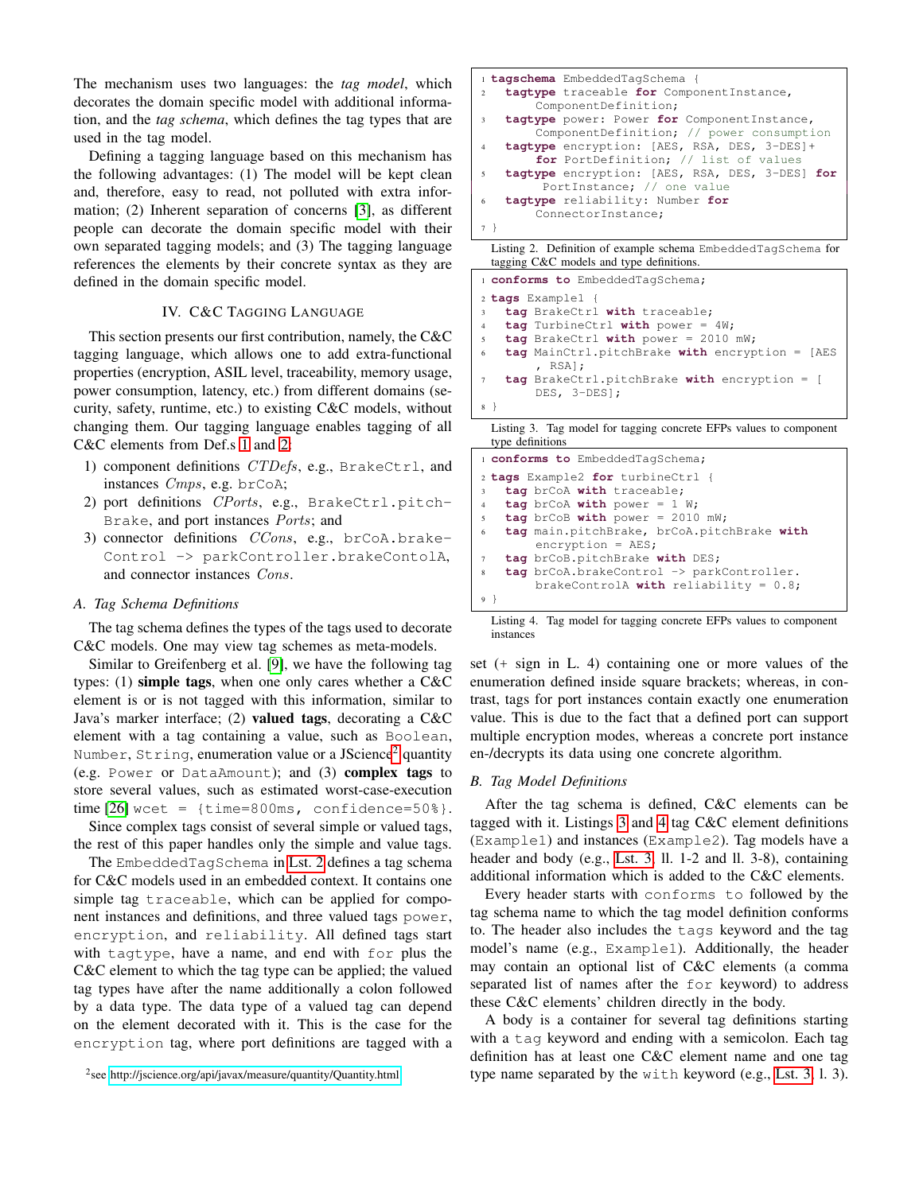The mechanism uses two languages: the *tag model*, which decorates the domain specific model with additional information, and the *tag schema*, which defines the tag types that are used in the tag model.

Defining a tagging language based on this mechanism has the following advantages: (1) The model will be kept clean and, therefore, easy to read, not polluted with extra information; (2) Inherent separation of concerns [3], as different people can decorate the domain specific model with their own separated tagging models; and (3) The tagging language references the elements by their concrete syntax as they are defined in the domain specific model.

## IV. C&C Tagging Language

This section presents our first contribution, namely, the C&C tagging language, which allows one to add extra-functional properties (encryption, ASIL level, traceability, memory usage, power consumption, latency, etc.) from different domains (security, safety, runtime, etc.) to existing C&C models, without changing them. Our tagging language enables tagging of all C&C elements from Def.s 1 and 2:

1) component definitions *CTDefs*, e.g., `BrakeCtrl`, and instances *Cmps*, e.g. `brCoA`;
2) port definitions *CPorts*, e.g., `BrakeCtrl.pitchBrake`, and port instances *Ports*; and
3) connector definitions *CCons*, e.g., `brCoA.brakeControl -> parkController.brakeContolA`, and connector instances *Cons*.

### A. Tag Schema Definitions

The tag schema defines the types of the tags used to decorate C&C models. One may view tag schemes as meta-models.

Similar to Greifenberg et al. [9], we have the following tag types: (1) **simple tags**, when one only cares whether a C&C element is or is not tagged with this information, similar to Java's marker interface; (2) **valued tags**, decorating a C&C element with a tag containing a value, such as `Boolean`, `Number`, `String`, enumeration value or a JScience[2] quantity (e.g. `Power` or `DataAmount`); and (3) **complex tags** to store several values, such as estimated worst-case-execution time [26] `wcet = {time=800ms, confidence=50%}`.

Since complex tags consist of several simple or valued tags, the rest of this paper handles only the simple and value tags.

The `EmbeddedTagSchema` in Lst. 2 defines a tag schema for C&C models used in an embedded context. It contains one simple tag `traceable`, which can be applied for component instances and definitions, and three valued tags `power`, `encryption`, and `reliability`. All defined tags start with `tagtype`, have a name, and end with `for` plus the C&C element to which the tag type can be applied; the valued tag types have after the name additionally a colon followed by a data type. The data type of a valued tag can depend on the element decorated with it. This is the case for the `encryption` tag, where port definitions are tagged with a set (+ sign in L. 4) containing one or more values of the enumeration defined inside square brackets; whereas, in contrast, tags for port instances contain exactly one enumeration value. This is due to the fact that a defined port can support multiple encryption modes, whereas a concrete port instance en-/decrypts its data using one concrete algorithm.

[2] see http://jscience.org/api/javax/measure/quantity/Quantity.html

```
1 tagschema EmbeddedTagSchema {
2   tagtype traceable for ComponentInstance,
        ComponentDefinition;
3   tagtype power: Power for ComponentInstance,
        ComponentDefinition; // power consumption
4   tagtype encryption: [AES, RSA, DES, 3-DES]+
        for PortDefinition; // list of values
5   tagtype encryption: [AES, RSA, DES, 3-DES] for
        PortInstance; // one value
6   tagtype reliability: Number for
        ConnectorInstance;
7 }
```

Listing 2. Definition of example schema `EmbeddedTagSchema` for tagging C&C models and type definitions.

```
1 conforms to EmbeddedTagSchema;
2 tags Example1 {
3   tag BrakeCtrl with traceable;
4   tag TurbineCtrl with power = 4W;
5   tag BrakeCtrl with power = 2010 mW;
6   tag MainCtrl.pitchBrake with encryption = [AES
        , RSA];
7   tag BrakeCtrl.pitchBrake with encryption = [
        DES, 3-DES];
8 }
```

Listing 3. Tag model for tagging concrete EFPs values to component type definitions

```
1 conforms to EmbeddedTagSchema;
2 tags Example2 for turbineCtrl {
3   tag brCoA with traceable;
4   tag brCoA with power = 1 W;
5   tag brCoB with power = 2010 mW;
6   tag main.pitchBrake, brCoA.pitchBrake with
        encryption = AES;
7   tag brCoB.pitchBrake with DES;
8   tag brCoA.brakeControl -> parkController.
        brakeControlA with reliability = 0.8;
9 }
```

Listing 4. Tag model for tagging concrete EFPs values to component instances

### B. Tag Model Definitions

After the tag schema is defined, C&C elements can be tagged with it. Listings 3 and 4 tag C&C element definitions (`Example1`) and instances (`Example2`). Tag models have a header and body (e.g., Lst. 3, ll. 1-2 and ll. 3-8), containing additional information which is added to the C&C elements.

Every header starts with `conforms to` followed by the tag schema name to which the tag model definition conforms to. The header also includes the `tags` keyword and the tag model's name (e.g., `Example1`). Additionally, the header may contain an optional list of C&C elements (a comma separated list of names after the `for` keyword) to address these C&C elements' children directly in the body.

A body is a container for several tag definitions starting with a `tag` keyword and ending with a semicolon. Each tag definition has at least one C&C element name and one tag type name separated by the `with` keyword (e.g., Lst. 3, l. 3).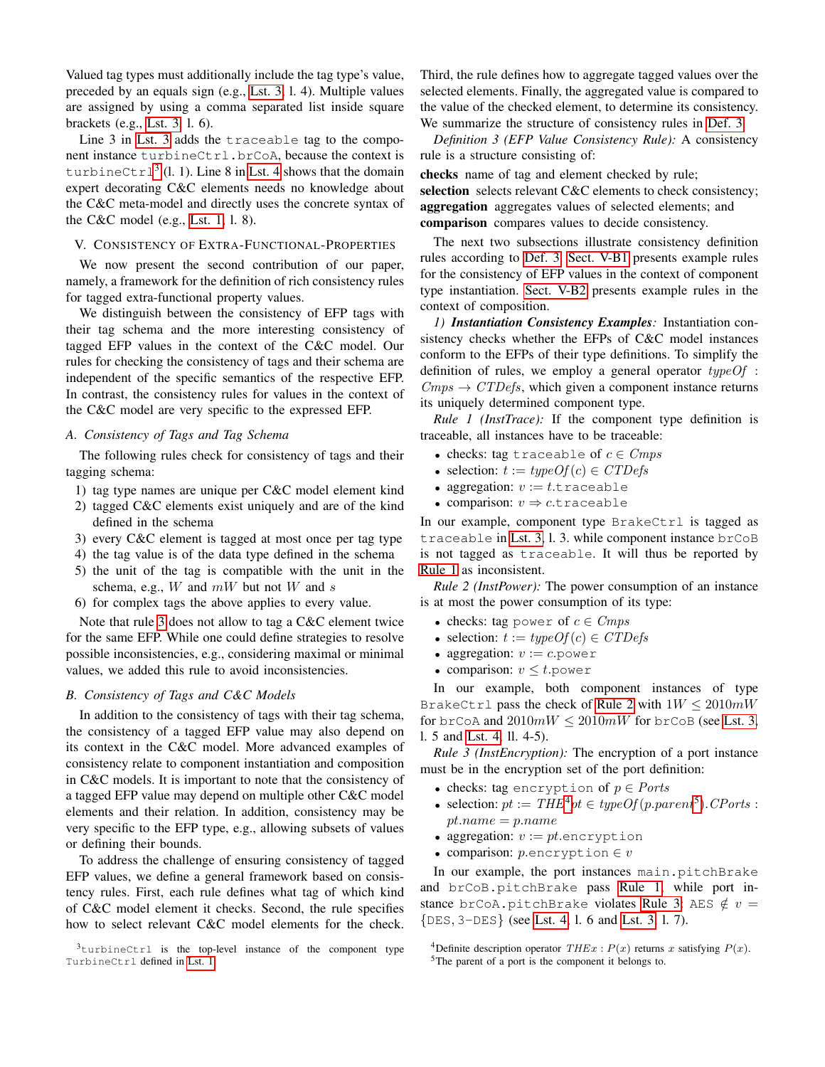Valued tag types must additionally include the tag type's value, preceded by an equals sign (e.g., Lst. 3, l. 4). Multiple values are assigned by using a comma separated list inside square brackets (e.g., Lst. 3, l. 6).

Line 3 in Lst. 3 adds the `traceable` tag to the component instance `turbineCtrl.brCoA`, because the context is `turbineCtrl`[3] (l. 1). Line 8 in Lst. 4 shows that the domain expert decorating C&C elements needs no knowledge about the C&C meta-model and directly uses the concrete syntax of the C&C model (e.g., Lst. 1, l. 8).

## V. Consistency of Extra-Functional-Properties

We now present the second contribution of our paper, namely, a framework for the definition of rich consistency rules for tagged extra-functional property values.

We distinguish between the consistency of EFP tags with their tag schema and the more interesting consistency of tagged EFP values in the context of the C&C model. Our rules for checking the consistency of tags and their schema are independent of the specific semantics of the respective EFP. In contrast, the consistency rules for values in the context of the C&C model are very specific to the expressed EFP.

### A. Consistency of Tags and Tag Schema

The following rules check for consistency of tags and their tagging schema:

1) tag type names are unique per C&C model element kind
2) tagged C&C elements exist uniquely and are of the kind defined in the schema
3) every C&C element is tagged at most once per tag type
4) the tag value is of the data type defined in the schema
5) the unit of the tag is compatible with the unit in the schema, e.g., $W$ and $mW$ but not $W$ and $s$
6) for complex tags the above applies to every value.

Note that rule 3 does not allow to tag a C&C element twice for the same EFP. While one could define strategies to resolve possible inconsistencies, e.g., considering maximal or minimal values, we added this rule to avoid inconsistencies.

### B. Consistency of Tags and C&C Models

In addition to the consistency of tags with their tag schema, the consistency of a tagged EFP value may also depend on its context in the C&C model. More advanced examples of consistency relate to component instantiation and composition in C&C models. It is important to note that the consistency of a tagged EFP value may depend on multiple other C&C model elements and their relation. In addition, consistency may be very specific to the EFP type, e.g., allowing subsets of values or defining their bounds.

To address the challenge of ensuring consistency of tagged EFP values, we define a general framework based on consistency rules. First, each rule defines what tag of which kind of C&C model element it checks. Second, the rule specifies how to select relevant C&C model elements for the check. Third, the rule defines how to aggregate tagged values over the selected elements. Finally, the aggregated value is compared to the value of the checked element, to determine its consistency. We summarize the structure of consistency rules in Def. 3.

*Definition 3 (EFP Value Consistency Rule):* A consistency rule is a structure consisting of:

**checks** name of tag and element checked by rule;
**selection** selects relevant C&C elements to check consistency;
**aggregation** aggregates values of selected elements; and
**comparison** compares values to decide consistency.

The next two subsections illustrate consistency definition rules according to Def. 3. Sect. V-B1 presents example rules for the consistency of EFP values in the context of component type instantiation. Sect. V-B2 presents example rules in the context of composition.

*1) **Instantiation Consistency Examples**:* Instantiation consistency checks whether the EFPs of C&C model instances conform to the EFPs of their type definitions. To simplify the definition of rules, we employ a general operator $typeOf : Cmps \rightarrow CTDefs$, which given a component instance returns its uniquely determined component type.

*Rule 1 (InstTrace):* If the component type definition is traceable, all instances have to be traceable:

- checks: tag `traceable` of $c \in Cmps$
- selection: $t := typeOf(c) \in CTDefs$
- aggregation: $v := t.$`traceable`
- comparison: $v \Rightarrow c.$`traceable`

In our example, component type `BrakeCtrl` is tagged as `traceable` in Lst. 3, l. 3. while component instance `brCoB` is not tagged as `traceable`. It will thus be reported by Rule 1 as inconsistent.

*Rule 2 (InstPower):* The power consumption of an instance is at most the power consumption of its type:

- checks: tag `power` of $c \in Cmps$
- selection: $t := typeOf(c) \in CTDefs$
- aggregation: $v := c.$`power`
- comparison: $v \leq t.$`power`

In our example, both component instances of type `BrakeCtrl` pass the check of Rule 2 with $1W \leq 2010mW$ for `brCoA` and $2010mW \leq 2010mW$ for `brCoB` (see Lst. 3, l. 5 and Lst. 4, ll. 4-5).

*Rule 3 (InstEncryption):* The encryption of a port instance must be in the encryption set of the port definition:

- checks: tag `encryption` of $p \in Ports$
- selection: $pt := THE$[4]$pt \in typeOf(p.parent$[5]$).CPorts : pt.name = p.name$
- aggregation: $v := pt.$`encryption`
- comparison: $p.$`encryption` $\in v$

In our example, the port instances `main.pitchBrake` and `brCoB.pitchBrake` pass Rule 1, while port instance `brCoA.pitchBrake` violates Rule 3: AES $\notin v = \{$DES, 3-DES$\}$ (see Lst. 4, l. 6 and Lst. 3, l. 7).

[3] `turbineCtrl` is the top-level instance of the component type `TurbineCtrl` defined in Lst. 1.

[4] Definite description operator $THE x : P(x)$ returns $x$ satisfying $P(x)$.

[5] The parent of a port is the component it belongs to.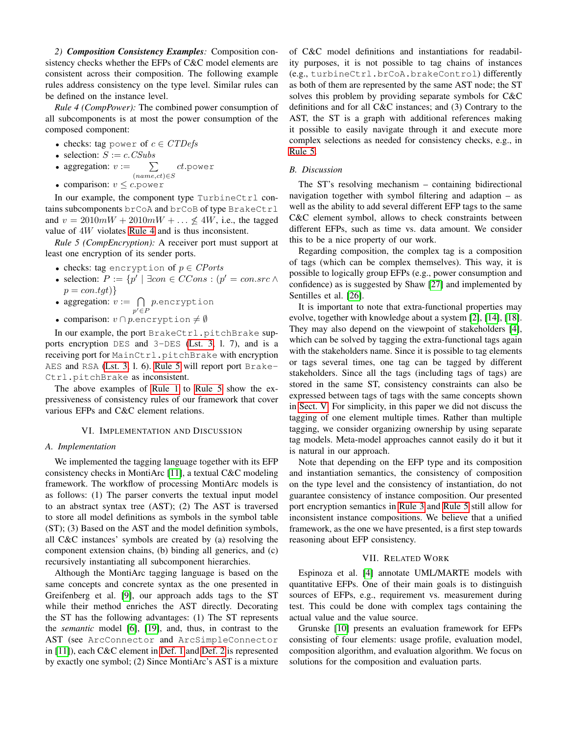*2) **Composition Consistency Examples**:* Composition consistency checks whether the EFPs of C&C model elements are consistent across their composition. The following example rules address consistency on the type level. Similar rules can be defined on the instance level.

*Rule 4 (CompPower):* The combined power consumption of all subcomponents is at most the power consumption of the composed component:

- checks: tag `power` of $c \in CTDefs$
- selection: $S := c.CSubs$
- aggregation: $v := \sum_{(name,ct) \in S} ct.\texttt{power}$
- comparison: $v \leq c.\texttt{power}$

In our example, the component type `TurbineCtrl` contains subcomponents `brCoA` and `brCoB` of type `BrakeCtrl` and $v = 2010mW + 2010mW + \ldots \nleq 4W$, i.e., the tagged value of $4W$ violates Rule 4 and is thus inconsistent.

*Rule 5 (CompEncryption):* A receiver port must support at least one encryption of its sender ports.

- checks: tag `encryption` of $p \in CPorts$
- selection: $P := \{p' \mid \exists con \in CCons : (p' = con.src \wedge p = con.tgt)\}$
- aggregation: $v := \bigcap_{p' \in P} p.\texttt{encryption}$
- comparison: $v \cap p.\texttt{encryption} \neq \emptyset$

In our example, the port `BrakeCtrl.pitchBrake` supports encryption `DES` and `3-DES` (Lst. 3, l. 7), and is a receiving port for `MainCtrl.pitchBrake` with encryption `AES` and `RSA` (Lst. 3, l. 6). Rule 5 will report port `BrakeCtrl.pitchBrake` as inconsistent.

The above examples of Rule 1 to Rule 5 show the expressiveness of consistency rules of our framework that cover various EFPs and C&C element relations.

## VI. Implementation and Discussion

### A. Implementation

We implemented the tagging language together with its EFP consistency checks in MontiArc [11], a textual C&C modeling framework. The workflow of processing MontiArc models is as follows: (1) The parser converts the textual input model to an abstract syntax tree (AST); (2) The AST is traversed to store all model definitions as symbols in the symbol table (ST); (3) Based on the AST and the model definition symbols, all C&C instances' symbols are created by (a) resolving the component extension chains, (b) binding all generics, and (c) recursively instantiating all subcomponent hierarchies.

Although the MontiArc tagging language is based on the same concepts and concrete syntax as the one presented in Greifenberg et al. [9], our approach adds tags to the ST while their method enriches the AST directly. Decorating the ST has the following advantages: (1) The ST represents the *semantic* model [6], [19], and, thus, in contrast to the AST (see `ArcConnector` and `ArcSimpleConnector` in [11]), each C&C element in Def. 1 and Def. 2 is represented by exactly one symbol; (2) Since MontiArc's AST is a mixture of C&C model definitions and instantiations for readability purposes, it is not possible to tag chains of instances (e.g., `turbineCtrl.brCoA.brakeControl`) differently as both of them are represented by the same AST node; the ST solves this problem by providing separate symbols for C&C definitions and for all C&C instances; and (3) Contrary to the AST, the ST is a graph with additional references making it possible to easily navigate through it and execute more complex selections as needed for consistency checks, e.g., in Rule 5.

### B. Discussion

The ST's resolving mechanism – containing bidirectional navigation together with symbol filtering and adaption – as well as the ability to add several different EFP tags to the same C&C element symbol, allows to check constraints between different EFPs, such as time vs. data amount. We consider this to be a nice property of our work.

Regarding composition, the complex tag is a composition of tags (which can be complex themselves). This way, it is possible to logically group EFPs (e.g., power consumption and confidence) as is suggested by Shaw [27] and implemented by Sentilles et al. [26].

It is important to note that extra-functional properties may evolve, together with knowledge about a system [2], [14], [18]. They may also depend on the viewpoint of stakeholders [4], which can be solved by tagging the extra-functional tags again with the stakeholders name. Since it is possible to tag elements or tags several times, one tag can be tagged by different stakeholders. Since all the tags (including tags of tags) are stored in the same ST, consistency constraints can also be expressed between tags of tags with the same concepts shown in Sect. V. For simplicity, in this paper we did not discuss the tagging of one element multiple times. Rather than multiple tagging, we consider organizing ownership by using separate tag models. Meta-model approaches cannot easily do it but it is natural in our approach.

Note that depending on the EFP type and its composition and instantiation semantics, the consistency of composition on the type level and the consistency of instantiation, do not guarantee consistency of instance composition. Our presented port encryption semantics in Rule 3 and Rule 5 still allow for inconsistent instance compositions. We believe that a unified framework, as the one we have presented, is a first step towards reasoning about EFP consistency.

## VII. Related Work

Espinoza et al. [4] annotate UML/MARTE models with quantitative EFPs. One of their main goals is to distinguish sources of EFPs, e.g., requirement vs. measurement during test. This could be done with complex tags containing the actual value and the value source.

Grunske [10] presents an evaluation framework for EFPs consisting of four elements: usage profile, evaluation model, composition algorithm, and evaluation algorithm. We focus on solutions for the composition and evaluation parts.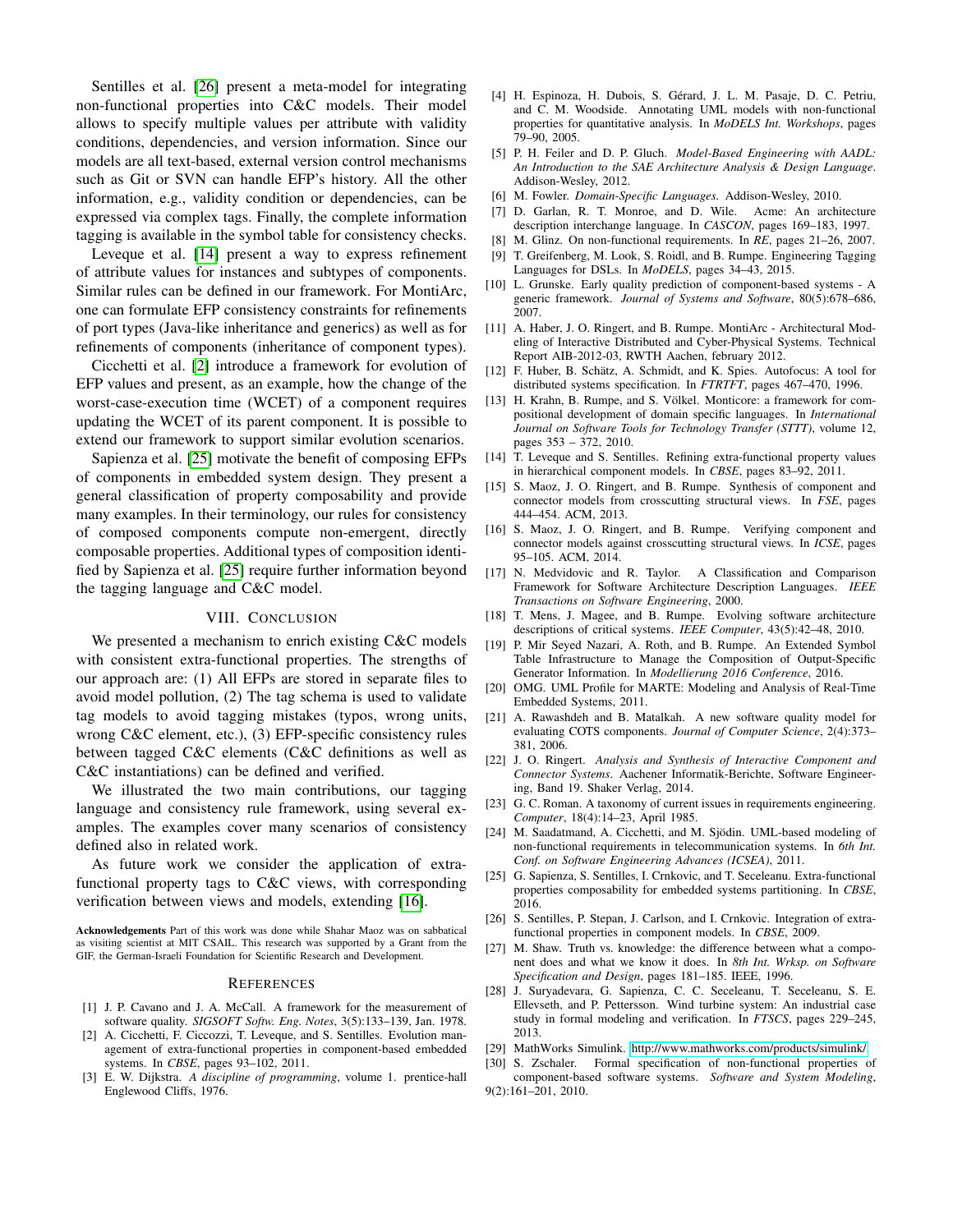Sentilles et al. [26] present a meta-model for integrating non-functional properties into C&C models. Their model allows to specify multiple values per attribute with validity conditions, dependencies, and version information. Since our models are all text-based, external version control mechanisms such as Git or SVN can handle EFP's history. All the other information, e.g., validity condition or dependencies, can be expressed via complex tags. Finally, the complete information tagging is available in the symbol table for consistency checks.

Leveque et al. [14] present a way to express refinement of attribute values for instances and subtypes of components. Similar rules can be defined in our framework. For MontiArc, one can formulate EFP consistency constraints for refinements of port types (Java-like inheritance and generics) as well as for refinements of components (inheritance of component types).

Cicchetti et al. [2] introduce a framework for evolution of EFP values and present, as an example, how the change of the worst-case-execution time (WCET) of a component requires updating the WCET of its parent component. It is possible to extend our framework to support similar evolution scenarios.

Sapienza et al. [25] motivate the benefit of composing EFPs of components in embedded system design. They present a general classification of property composability and provide many examples. In their terminology, our rules for consistency of composed components compute non-emergent, directly composable properties. Additional types of composition identified by Sapienza et al. [25] require further information beyond the tagging language and C&C model.

## VIII. Conclusion

We presented a mechanism to enrich existing C&C models with consistent extra-functional properties. The strengths of our approach are: (1) All EFPs are stored in separate files to avoid model pollution, (2) The tag schema is used to validate tag models to avoid tagging mistakes (typos, wrong units, wrong C&C element, etc.), (3) EFP-specific consistency rules between tagged C&C elements (C&C definitions as well as C&C instantiations) can be defined and verified.

We illustrated the two main contributions, our tagging language and consistency rule framework, using several examples. The examples cover many scenarios of consistency defined also in related work.

As future work we consider the application of extra-functional property tags to C&C views, with corresponding verification between views and models, extending [16].

**Acknowledgements** Part of this work was done while Shahar Maoz was on sabbatical as visiting scientist at MIT CSAIL. This research was supported by a Grant from the GIF, the German-Israeli Foundation for Scientific Research and Development.

## References

[1] J. P. Cavano and J. A. McCall. A framework for the measurement of software quality. *SIGSOFT Softw. Eng. Notes*, 3(5):133–139, Jan. 1978.

[2] A. Cicchetti, F. Ciccozzi, T. Leveque, and S. Sentilles. Evolution management of extra-functional properties in component-based embedded systems. In *CBSE*, pages 93–102, 2011.

[3] E. W. Dijkstra. *A discipline of programming*, volume 1. prentice-hall Englewood Cliffs, 1976.

[4] H. Espinoza, H. Dubois, S. Gérard, J. L. M. Pasaje, D. C. Petriu, and C. M. Woodside. Annotating UML models with non-functional properties for quantitative analysis. In *MoDELS Int. Workshops*, pages 79–90, 2005.

[5] P. H. Feiler and D. P. Gluch. *Model-Based Engineering with AADL: An Introduction to the SAE Architecture Analysis & Design Language*. Addison-Wesley, 2012.

[6] M. Fowler. *Domain-Specific Languages.* Addison-Wesley, 2010.

[7] D. Garlan, R. T. Monroe, and D. Wile. Acme: An architecture description interchange language. In *CASCON*, pages 169–183, 1997.

[8] M. Glinz. On non-functional requirements. In *RE*, pages 21–26, 2007.

[9] T. Greifenberg, M. Look, S. Roidl, and B. Rumpe. Engineering Tagging Languages for DSLs. In *MoDELS*, pages 34–43, 2015.

[10] L. Grunske. Early quality prediction of component-based systems - A generic framework. *Journal of Systems and Software*, 80(5):678–686, 2007.

[11] A. Haber, J. O. Ringert, and B. Rumpe. MontiArc - Architectural Modeling of Interactive Distributed and Cyber-Physical Systems. Technical Report AIB-2012-03, RWTH Aachen, february 2012.

[12] F. Huber, B. Schätz, A. Schmidt, and K. Spies. Autofocus: A tool for distributed systems specification. In *FTRTFT*, pages 467–470, 1996.

[13] H. Krahn, B. Rumpe, and S. Völkel. Monticore: a framework for compositional development of domain specific languages. In *International Journal on Software Tools for Technology Transfer (STTT)*, volume 12, pages 353 – 372, 2010.

[14] T. Leveque and S. Sentilles. Refining extra-functional property values in hierarchical component models. In *CBSE*, pages 83–92, 2011.

[15] S. Maoz, J. O. Ringert, and B. Rumpe. Synthesis of component and connector models from crosscutting structural views. In *FSE*, pages 444–454. ACM, 2013.

[16] S. Maoz, J. O. Ringert, and B. Rumpe. Verifying component and connector models against crosscutting structural views. In *ICSE*, pages 95–105. ACM, 2014.

[17] N. Medvidovic and R. Taylor. A Classification and Comparison Framework for Software Architecture Description Languages. *IEEE Transactions on Software Engineering*, 2000.

[18] T. Mens, J. Magee, and B. Rumpe. Evolving software architecture descriptions of critical systems. *IEEE Computer*, 43(5):42–48, 2010.

[19] P. Mir Seyed Nazari, A. Roth, and B. Rumpe. An Extended Symbol Table Infrastructure to Manage the Composition of Output-Specific Generator Information. In *Modellierung 2016 Conference*, 2016.

[20] OMG. UML Profile for MARTE: Modeling and Analysis of Real-Time Embedded Systems, 2011.

[21] A. Rawashdeh and B. Matalkah. A new software quality model for evaluating COTS components. *Journal of Computer Science*, 2(4):373–381, 2006.

[22] J. O. Ringert. *Analysis and Synthesis of Interactive Component and Connector Systems*. Aachener Informatik-Berichte, Software Engineering, Band 19. Shaker Verlag, 2014.

[23] G. C. Roman. A taxonomy of current issues in requirements engineering. *Computer*, 18(4):14–23, April 1985.

[24] M. Saadatmand, A. Cicchetti, and M. Sjödin. UML-based modeling of non-functional requirements in telecommunication systems. In *6th Int. Conf. on Software Engineering Advances (ICSEA)*, 2011.

[25] G. Sapienza, S. Sentilles, I. Crnkovic, and T. Seceleanu. Extra-functional properties composability for embedded systems partitioning. In *CBSE*, 2016.

[26] S. Sentilles, P. Stepan, J. Carlson, and I. Crnkovic. Integration of extra-functional properties in component models. In *CBSE*, 2009.

[27] M. Shaw. Truth vs. knowledge: the difference between what a component does and what we know it does. In *8th Int. Wrksp. on Software Specification and Design*, pages 181–185. IEEE, 1996.

[28] J. Suryadevara, G. Sapienza, C. C. Seceleanu, T. Seceleanu, S. E. Ellevseth, and P. Pettersson. Wind turbine system: An industrial case study in formal modeling and verification. In *FTSCS*, pages 229–245, 2013.

[29] MathWorks Simulink. http://www.mathworks.com/products/simulink/.

[30] S. Zschaler. Formal specification of non-functional properties of component-based software systems. *Software and System Modeling*, 9(2):161–201, 2010.